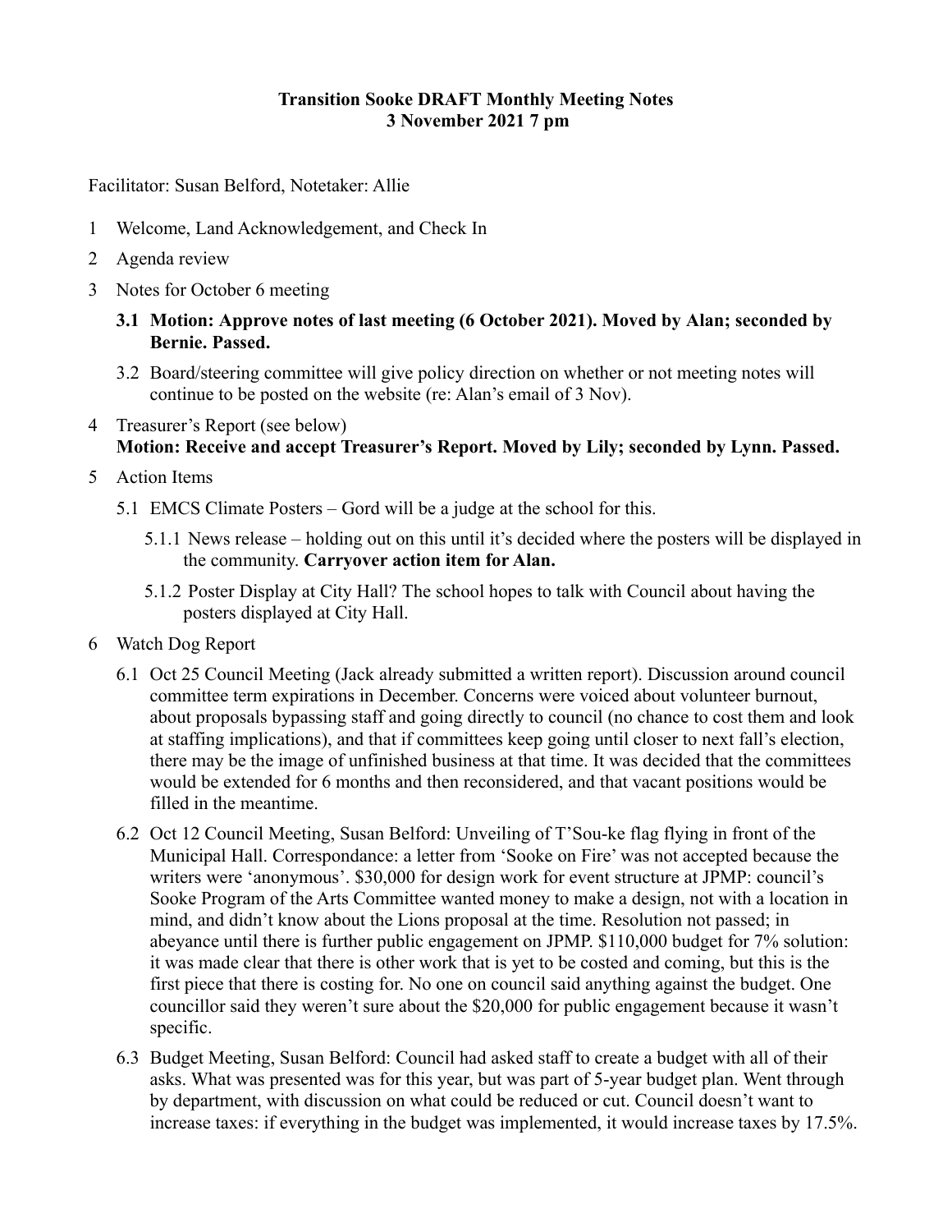**Transition Sooke DRAFT Monthly Meeting Notes**
**3 November 2021 7 pm**

Facilitator: Susan Belford, Notetaker: Allie

1. Welcome, Land Acknowledgement, and Check In
2. Agenda review
3. Notes for October 6 meeting
   - **3.1 Motion: Approve notes of last meeting (6 October 2021). Moved by Alan; seconded by Bernie. Passed.**
   - 3.2 Board/steering committee will give policy direction on whether or not meeting notes will continue to be posted on the website (re: Alan's email of 3 Nov).
4. Treasurer's Report (see below)
   **Motion: Receive and accept Treasurer's Report. Moved by Lily; seconded by Lynn. Passed.**
5. Action Items
   - 5.1 EMCS Climate Posters – Gord will be a judge at the school for this.
     - 5.1.1 News release – holding out on this until it's decided where the posters will be displayed in the community. **Carryover action item for Alan.**
     - 5.1.2 Poster Display at City Hall? The school hopes to talk with Council about having the posters displayed at City Hall.
6. Watch Dog Report
   - 6.1 Oct 25 Council Meeting (Jack already submitted a written report). Discussion around council committee term expirations in December. Concerns were voiced about volunteer burnout, about proposals bypassing staff and going directly to council (no chance to cost them and look at staffing implications), and that if committees keep going until closer to next fall's election, there may be the image of unfinished business at that time. It was decided that the committees would be extended for 6 months and then reconsidered, and that vacant positions would be filled in the meantime.
   - 6.2 Oct 12 Council Meeting, Susan Belford: Unveiling of T'Sou-ke flag flying in front of the Municipal Hall. Correspondance: a letter from 'Sooke on Fire' was not accepted because the writers were 'anonymous'. $30,000 for design work for event structure at JPMP: council's Sooke Program of the Arts Committee wanted money to make a design, not with a location in mind, and didn't know about the Lions proposal at the time. Resolution not passed; in abeyance until there is further public engagement on JPMP. $110,000 budget for 7% solution: it was made clear that there is other work that is yet to be costed and coming, but this is the first piece that there is costing for. No one on council said anything against the budget. One councillor said they weren't sure about the $20,000 for public engagement because it wasn't specific.
   - 6.3 Budget Meeting, Susan Belford: Council had asked staff to create a budget with all of their asks. What was presented was for this year, but was part of 5-year budget plan. Went through by department, with discussion on what could be reduced or cut. Council doesn't want to increase taxes: if everything in the budget was implemented, it would increase taxes by 17.5%.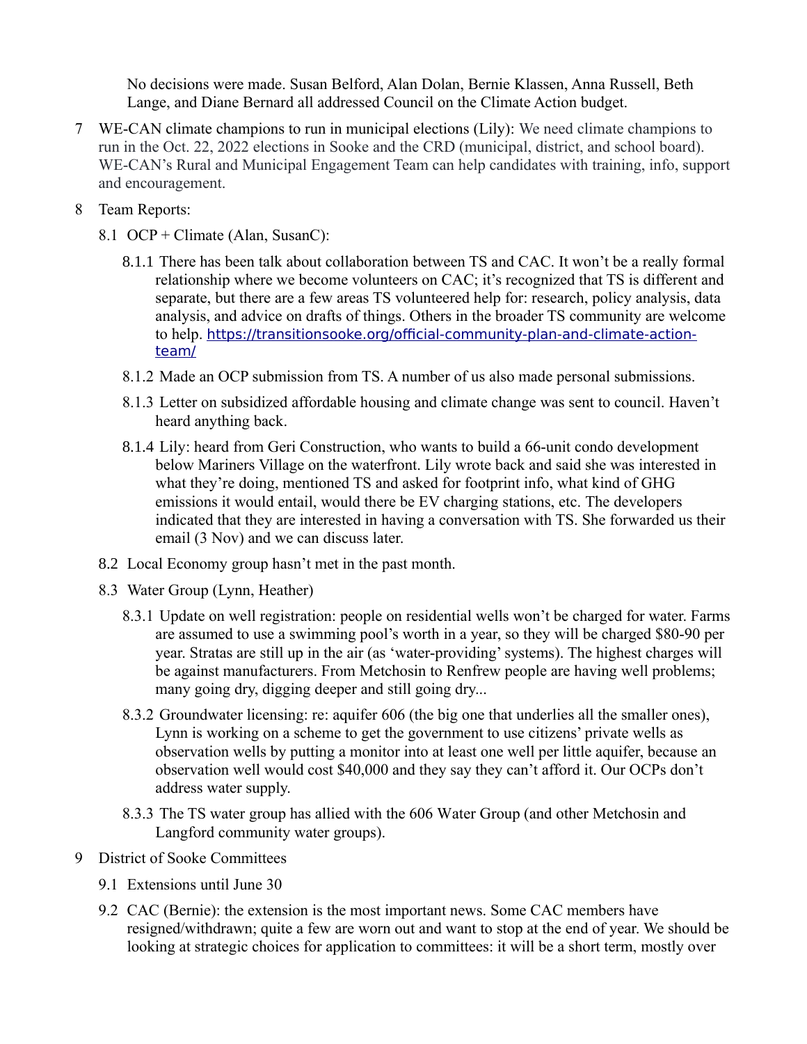No decisions were made. Susan Belford, Alan Dolan, Bernie Klassen, Anna Russell, Beth Lange, and Diane Bernard all addressed Council on the Climate Action budget.

7 WE-CAN climate champions to run in municipal elections (Lily): We need climate champions to run in the Oct. 22, 2022 elections in Sooke and the CRD (municipal, district, and school board). WE-CAN's Rural and Municipal Engagement Team can help candidates with training, info, support and encouragement.

8 Team Reports:

8.1 OCP + Climate (Alan, SusanC):

8.1.1 There has been talk about collaboration between TS and CAC. It won't be a really formal relationship where we become volunteers on CAC; it's recognized that TS is different and separate, but there are a few areas TS volunteered help for: research, policy analysis, data analysis, and advice on drafts of things. Others in the broader TS community are welcome to help. [https://transitionsooke.org/official-community-plan-and-climate-action-team/](https://transitionsooke.org/official-community-plan-and-climate-action-team/)

8.1.2 Made an OCP submission from TS. A number of us also made personal submissions.

8.1.3 Letter on subsidized affordable housing and climate change was sent to council. Haven't heard anything back.

8.1.4 Lily: heard from Geri Construction, who wants to build a 66-unit condo development below Mariners Village on the waterfront. Lily wrote back and said she was interested in what they're doing, mentioned TS and asked for footprint info, what kind of GHG emissions it would entail, would there be EV charging stations, etc. The developers indicated that they are interested in having a conversation with TS. She forwarded us their email (3 Nov) and we can discuss later.

8.2 Local Economy group hasn't met in the past month.

8.3 Water Group (Lynn, Heather)

8.3.1 Update on well registration: people on residential wells won't be charged for water. Farms are assumed to use a swimming pool's worth in a year, so they will be charged $80-90 per year. Stratas are still up in the air (as 'water-providing' systems). The highest charges will be against manufacturers. From Metchosin to Renfrew people are having well problems; many going dry, digging deeper and still going dry...

8.3.2 Groundwater licensing: re: aquifer 606 (the big one that underlies all the smaller ones), Lynn is working on a scheme to get the government to use citizens' private wells as observation wells by putting a monitor into at least one well per little aquifer, because an observation well would cost $40,000 and they say they can't afford it. Our OCPs don't address water supply.

8.3.3 The TS water group has allied with the 606 Water Group (and other Metchosin and Langford community water groups).

9 District of Sooke Committees

9.1 Extensions until June 30

9.2 CAC (Bernie): the extension is the most important news. Some CAC members have resigned/withdrawn; quite a few are worn out and want to stop at the end of year. We should be looking at strategic choices for application to committees: it will be a short term, mostly over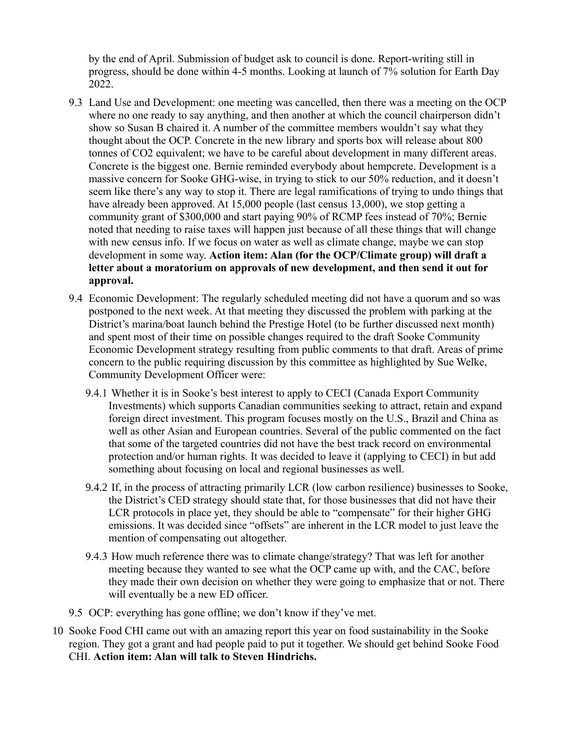by the end of April. Submission of budget ask to council is done. Report-writing still in progress, should be done within 4-5 months. Looking at launch of 7% solution for Earth Day 2022.

9.3 Land Use and Development: one meeting was cancelled, then there was a meeting on the OCP where no one ready to say anything, and then another at which the council chairperson didn't show so Susan B chaired it. A number of the committee members wouldn't say what they thought about the OCP. Concrete in the new library and sports box will release about 800 tonnes of $CO_2$ equivalent; we have to be careful about development in many different areas. Concrete is the biggest one. Bernie reminded everybody about hempcrete. Development is a massive concern for Sooke GHG-wise, in trying to stick to our 50% reduction, and it doesn't seem like there's any way to stop it. There are legal ramifications of trying to undo things that have already been approved. At 15,000 people (last census 13,000), we stop getting a community grant of $300,000 and start paying 90% of RCMP fees instead of 70%; Bernie noted that needing to raise taxes will happen just because of all these things that will change with new census info. If we focus on water as well as climate change, maybe we can stop development in some way. **Action item: Alan (for the OCP/Climate group) will draft a letter about a moratorium on approvals of new development, and then send it out for approval.**

9.4 Economic Development: The regularly scheduled meeting did not have a quorum and so was postponed to the next week. At that meeting they discussed the problem with parking at the District's marina/boat launch behind the Prestige Hotel (to be further discussed next month) and spent most of their time on possible changes required to the draft Sooke Community Economic Development strategy resulting from public comments to that draft. Areas of prime concern to the public requiring discussion by this committee as highlighted by Sue Welke, Community Development Officer were:

9.4.1 Whether it is in Sooke's best interest to apply to CECI (Canada Export Community Investments) which supports Canadian communities seeking to attract, retain and expand foreign direct investment. This program focuses mostly on the U.S., Brazil and China as well as other Asian and European countries. Several of the public commented on the fact that some of the targeted countries did not have the best track record on environmental protection and/or human rights. It was decided to leave it (applying to CECI) in but add something about focusing on local and regional businesses as well.

9.4.2 If, in the process of attracting primarily LCR (low carbon resilience) businesses to Sooke, the District's CED strategy should state that, for those businesses that did not have their LCR protocols in place yet, they should be able to "compensate" for their higher GHG emissions. It was decided since "offsets" are inherent in the LCR model to just leave the mention of compensating out altogether.

9.4.3 How much reference there was to climate change/strategy? That was left for another meeting because they wanted to see what the OCP came up with, and the CAC, before they made their own decision on whether they were going to emphasize that or not. There will eventually be a new ED officer.

9.5 OCP: everything has gone offline; we don't know if they've met.

10 Sooke Food CHI came out with an amazing report this year on food sustainability in the Sooke region. They got a grant and had people paid to put it together. We should get behind Sooke Food CHI. **Action item: Alan will talk to Steven Hindrichs.**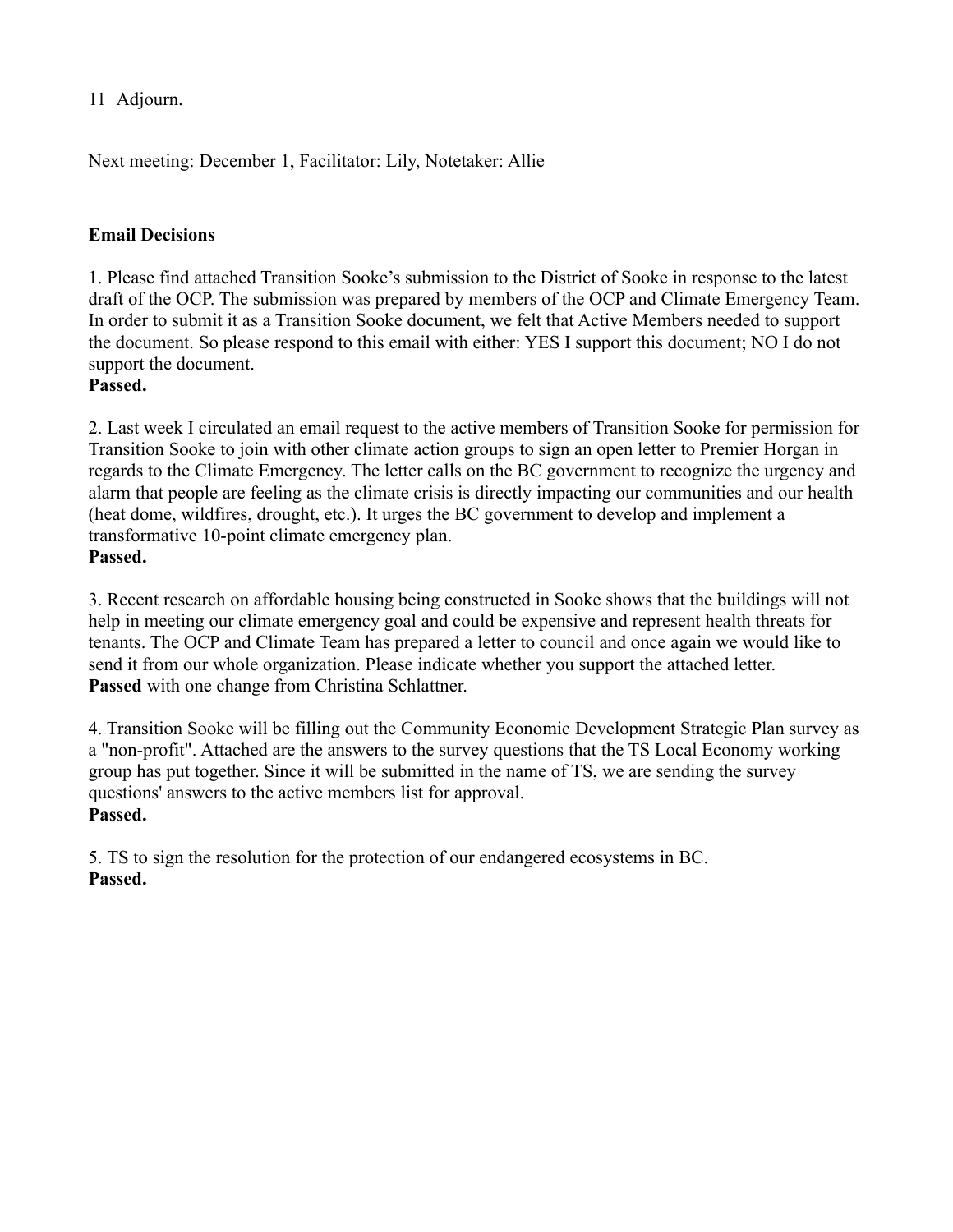11 Adjourn.

Next meeting: December 1, Facilitator: Lily, Notetaker: Allie

**Email Decisions**

1. Please find attached Transition Sooke's submission to the District of Sooke in response to the latest draft of the OCP. The submission was prepared by members of the OCP and Climate Emergency Team. In order to submit it as a Transition Sooke document, we felt that Active Members needed to support the document. So please respond to this email with either: YES I support this document; NO I do not support the document.
**Passed.**

2. Last week I circulated an email request to the active members of Transition Sooke for permission for Transition Sooke to join with other climate action groups to sign an open letter to Premier Horgan in regards to the Climate Emergency. The letter calls on the BC government to recognize the urgency and alarm that people are feeling as the climate crisis is directly impacting our communities and our health (heat dome, wildfires, drought, etc.). It urges the BC government to develop and implement a transformative 10-point climate emergency plan.
**Passed.**

3. Recent research on affordable housing being constructed in Sooke shows that the buildings will not help in meeting our climate emergency goal and could be expensive and represent health threats for tenants. The OCP and Climate Team has prepared a letter to council and once again we would like to send it from our whole organization. Please indicate whether you support the attached letter.
**Passed** with one change from Christina Schlattner.

4. Transition Sooke will be filling out the Community Economic Development Strategic Plan survey as a "non-profit". Attached are the answers to the survey questions that the TS Local Economy working group has put together. Since it will be submitted in the name of TS, we are sending the survey questions' answers to the active members list for approval.
**Passed.**

5. TS to sign the resolution for the protection of our endangered ecosystems in BC.
**Passed.**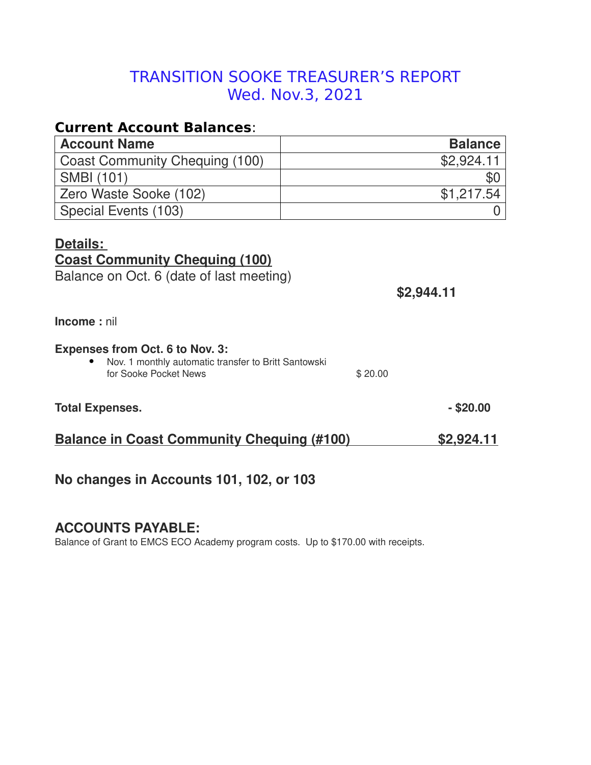# TRANSITION SOOKE TREASURER'S REPORT
# Wed. Nov.3, 2021

**Current Account Balances**:

| Account Name | Balance |
|---|---|
| Coast Community Chequing (100) | $2,924.11 |
| SMBI (101) | $0 |
| Zero Waste Sooke (102) | $1,217.54 |
| Special Events (103) | 0 |

**Details:**

**Coast Community Chequing (100)**

Balance on Oct. 6 (date of last meeting) **$2,944.11**

**Income :** nil

**Expenses from Oct. 6 to Nov. 3:**

- Nov. 1 monthly automatic transfer to Britt Santowski for Sooke Pocket News $ 20.00

**Total Expenses.** **- $20.00**

**Balance in Coast Community Chequing (#100) $2,924.11**

**No changes in Accounts 101, 102, or 103**

**ACCOUNTS PAYABLE:**

Balance of Grant to EMCS ECO Academy program costs. Up to $170.00 with receipts.